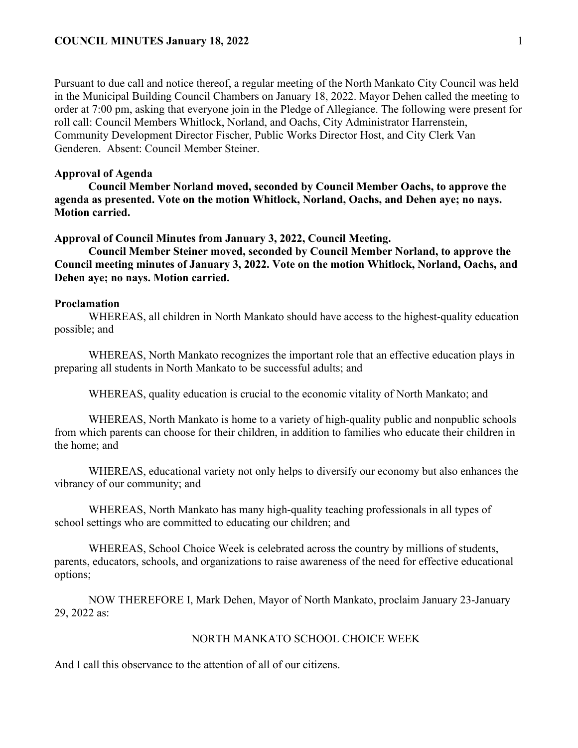Pursuant to due call and notice thereof, a regular meeting of the North Mankato City Council was held in the Municipal Building Council Chambers on January 18, 2022. Mayor Dehen called the meeting to order at 7:00 pm, asking that everyone join in the Pledge of Allegiance. The following were present for roll call: Council Members Whitlock, Norland, and Oachs, City Administrator Harrenstein, Community Development Director Fischer, Public Works Director Host, and City Clerk Van Genderen. Absent: Council Member Steiner.

**Approval of Agenda**

**Council Member Norland moved, seconded by Council Member Oachs, to approve the agenda as presented. Vote on the motion Whitlock, Norland, Oachs, and Dehen aye; no nays. Motion carried.**

**Approval of Council Minutes from January 3, 2022, Council Meeting.**

**Council Member Steiner moved, seconded by Council Member Norland, to approve the Council meeting minutes of January 3, 2022. Vote on the motion Whitlock, Norland, Oachs, and Dehen aye; no nays. Motion carried.**

**Proclamation**

WHEREAS, all children in North Mankato should have access to the highest-quality education possible; and

WHEREAS, North Mankato recognizes the important role that an effective education plays in preparing all students in North Mankato to be successful adults; and

WHEREAS, quality education is crucial to the economic vitality of North Mankato; and

WHEREAS, North Mankato is home to a variety of high-quality public and nonpublic schools from which parents can choose for their children, in addition to families who educate their children in the home; and

WHEREAS, educational variety not only helps to diversify our economy but also enhances the vibrancy of our community; and

WHEREAS, North Mankato has many high-quality teaching professionals in all types of school settings who are committed to educating our children; and

WHEREAS, School Choice Week is celebrated across the country by millions of students, parents, educators, schools, and organizations to raise awareness of the need for effective educational options;

NOW THEREFORE I, Mark Dehen, Mayor of North Mankato, proclaim January 23-January 29, 2022 as:

NORTH MANKATO SCHOOL CHOICE WEEK

And I call this observance to the attention of all of our citizens.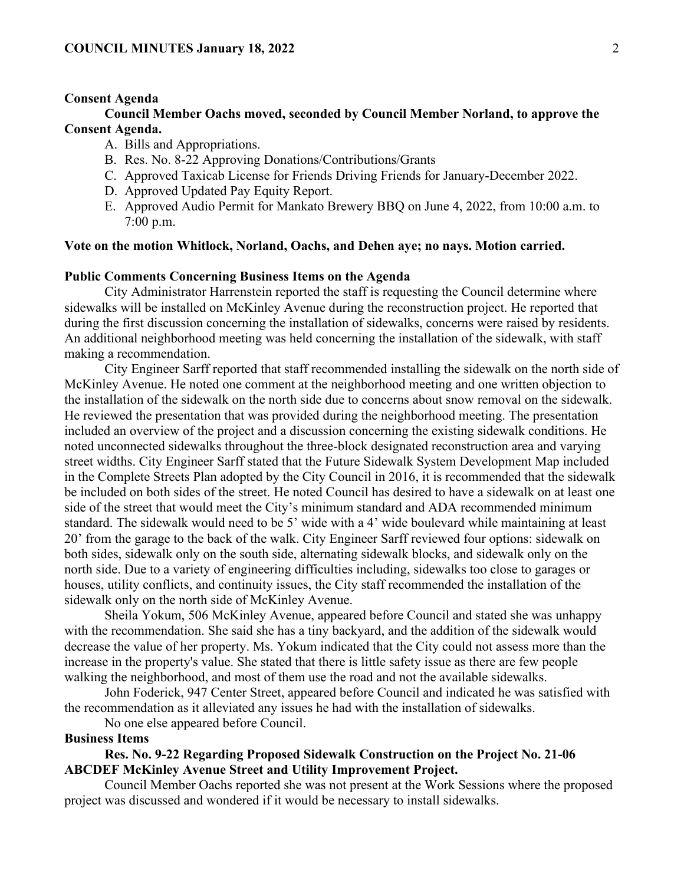**Consent Agenda**

**Council Member Oachs moved, seconded by Council Member Norland, to approve the Consent Agenda.**

A. Bills and Appropriations.
B. Res. No. 8-22 Approving Donations/Contributions/Grants
C. Approved Taxicab License for Friends Driving Friends for January-December 2022.
D. Approved Updated Pay Equity Report.
E. Approved Audio Permit for Mankato Brewery BBQ on June 4, 2022, from 10:00 a.m. to 7:00 p.m.

**Vote on the motion Whitlock, Norland, Oachs, and Dehen aye; no nays. Motion carried.**

**Public Comments Concerning Business Items on the Agenda**

City Administrator Harrenstein reported the staff is requesting the Council determine where sidewalks will be installed on McKinley Avenue during the reconstruction project. He reported that during the first discussion concerning the installation of sidewalks, concerns were raised by residents. An additional neighborhood meeting was held concerning the installation of the sidewalk, with staff making a recommendation.

City Engineer Sarff reported that staff recommended installing the sidewalk on the north side of McKinley Avenue. He noted one comment at the neighborhood meeting and one written objection to the installation of the sidewalk on the north side due to concerns about snow removal on the sidewalk. He reviewed the presentation that was provided during the neighborhood meeting. The presentation included an overview of the project and a discussion concerning the existing sidewalk conditions. He noted unconnected sidewalks throughout the three-block designated reconstruction area and varying street widths. City Engineer Sarff stated that the Future Sidewalk System Development Map included in the Complete Streets Plan adopted by the City Council in 2016, it is recommended that the sidewalk be included on both sides of the street. He noted Council has desired to have a sidewalk on at least one side of the street that would meet the City's minimum standard and ADA recommended minimum standard. The sidewalk would need to be 5' wide with a 4' wide boulevard while maintaining at least 20' from the garage to the back of the walk. City Engineer Sarff reviewed four options: sidewalk on both sides, sidewalk only on the south side, alternating sidewalk blocks, and sidewalk only on the north side. Due to a variety of engineering difficulties including, sidewalks too close to garages or houses, utility conflicts, and continuity issues, the City staff recommended the installation of the sidewalk only on the north side of McKinley Avenue.

Sheila Yokum, 506 McKinley Avenue, appeared before Council and stated she was unhappy with the recommendation. She said she has a tiny backyard, and the addition of the sidewalk would decrease the value of her property. Ms. Yokum indicated that the City could not assess more than the increase in the property's value. She stated that there is little safety issue as there are few people walking the neighborhood, and most of them use the road and not the available sidewalks.

John Foderick, 947 Center Street, appeared before Council and indicated he was satisfied with the recommendation as it alleviated any issues he had with the installation of sidewalks.

No one else appeared before Council.

**Business Items**

**Res. No. 9-22 Regarding Proposed Sidewalk Construction on the Project No. 21-06 ABCDEF McKinley Avenue Street and Utility Improvement Project.**

Council Member Oachs reported she was not present at the Work Sessions where the proposed project was discussed and wondered if it would be necessary to install sidewalks.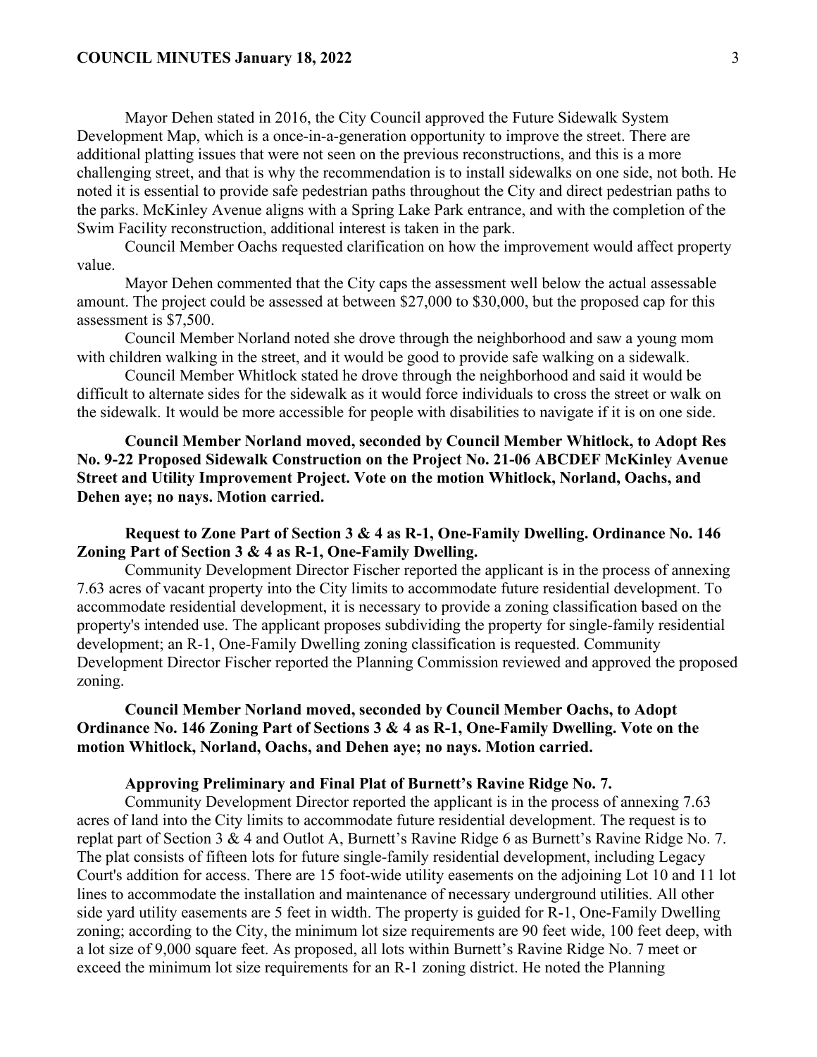Mayor Dehen stated in 2016, the City Council approved the Future Sidewalk System Development Map, which is a once-in-a-generation opportunity to improve the street. There are additional platting issues that were not seen on the previous reconstructions, and this is a more challenging street, and that is why the recommendation is to install sidewalks on one side, not both. He noted it is essential to provide safe pedestrian paths throughout the City and direct pedestrian paths to the parks. McKinley Avenue aligns with a Spring Lake Park entrance, and with the completion of the Swim Facility reconstruction, additional interest is taken in the park.

Council Member Oachs requested clarification on how the improvement would affect property value.

Mayor Dehen commented that the City caps the assessment well below the actual assessable amount. The project could be assessed at between $27,000 to $30,000, but the proposed cap for this assessment is $7,500.

Council Member Norland noted she drove through the neighborhood and saw a young mom with children walking in the street, and it would be good to provide safe walking on a sidewalk.

Council Member Whitlock stated he drove through the neighborhood and said it would be difficult to alternate sides for the sidewalk as it would force individuals to cross the street or walk on the sidewalk. It would be more accessible for people with disabilities to navigate if it is on one side.

**Council Member Norland moved, seconded by Council Member Whitlock, to Adopt Res No. 9-22 Proposed Sidewalk Construction on the Project No. 21-06 ABCDEF McKinley Avenue Street and Utility Improvement Project. Vote on the motion Whitlock, Norland, Oachs, and Dehen aye; no nays. Motion carried.**

**Request to Zone Part of Section 3 & 4 as R-1, One-Family Dwelling. Ordinance No. 146 Zoning Part of Section 3 & 4 as R-1, One-Family Dwelling.**

Community Development Director Fischer reported the applicant is in the process of annexing 7.63 acres of vacant property into the City limits to accommodate future residential development. To accommodate residential development, it is necessary to provide a zoning classification based on the property's intended use. The applicant proposes subdividing the property for single-family residential development; an R-1, One-Family Dwelling zoning classification is requested. Community Development Director Fischer reported the Planning Commission reviewed and approved the proposed zoning.

**Council Member Norland moved, seconded by Council Member Oachs, to Adopt Ordinance No. 146 Zoning Part of Sections 3 & 4 as R-1, One-Family Dwelling. Vote on the motion Whitlock, Norland, Oachs, and Dehen aye; no nays. Motion carried.**

**Approving Preliminary and Final Plat of Burnett's Ravine Ridge No. 7.**

Community Development Director reported the applicant is in the process of annexing 7.63 acres of land into the City limits to accommodate future residential development. The request is to replat part of Section 3 & 4 and Outlot A, Burnett's Ravine Ridge 6 as Burnett's Ravine Ridge No. 7. The plat consists of fifteen lots for future single-family residential development, including Legacy Court's addition for access. There are 15 foot-wide utility easements on the adjoining Lot 10 and 11 lot lines to accommodate the installation and maintenance of necessary underground utilities. All other side yard utility easements are 5 feet in width. The property is guided for R-1, One-Family Dwelling zoning; according to the City, the minimum lot size requirements are 90 feet wide, 100 feet deep, with a lot size of 9,000 square feet. As proposed, all lots within Burnett's Ravine Ridge No. 7 meet or exceed the minimum lot size requirements for an R-1 zoning district. He noted the Planning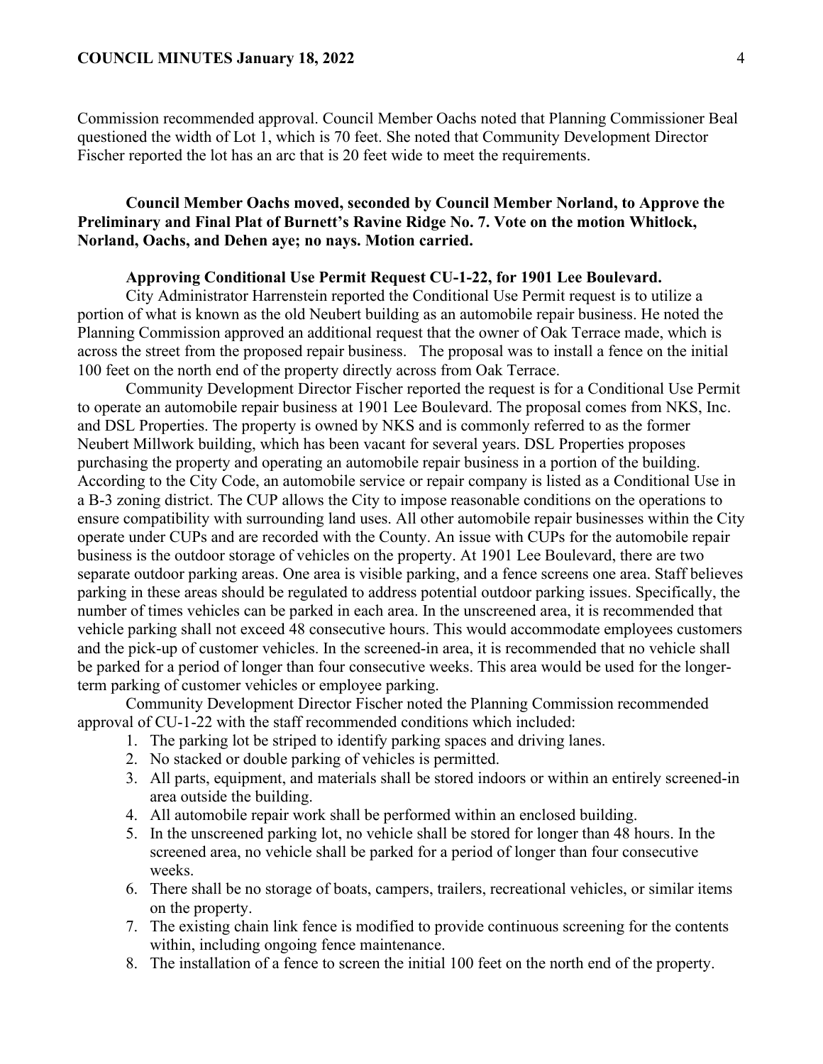Commission recommended approval. Council Member Oachs noted that Planning Commissioner Beal questioned the width of Lot 1, which is 70 feet. She noted that Community Development Director Fischer reported the lot has an arc that is 20 feet wide to meet the requirements.

**Council Member Oachs moved, seconded by Council Member Norland, to Approve the Preliminary and Final Plat of Burnett's Ravine Ridge No. 7. Vote on the motion Whitlock, Norland, Oachs, and Dehen aye; no nays. Motion carried.**

**Approving Conditional Use Permit Request CU-1-22, for 1901 Lee Boulevard.**

City Administrator Harrenstein reported the Conditional Use Permit request is to utilize a portion of what is known as the old Neubert building as an automobile repair business. He noted the Planning Commission approved an additional request that the owner of Oak Terrace made, which is across the street from the proposed repair business. The proposal was to install a fence on the initial 100 feet on the north end of the property directly across from Oak Terrace.

Community Development Director Fischer reported the request is for a Conditional Use Permit to operate an automobile repair business at 1901 Lee Boulevard. The proposal comes from NKS, Inc. and DSL Properties. The property is owned by NKS and is commonly referred to as the former Neubert Millwork building, which has been vacant for several years. DSL Properties proposes purchasing the property and operating an automobile repair business in a portion of the building. According to the City Code, an automobile service or repair company is listed as a Conditional Use in a B-3 zoning district. The CUP allows the City to impose reasonable conditions on the operations to ensure compatibility with surrounding land uses. All other automobile repair businesses within the City operate under CUPs and are recorded with the County. An issue with CUPs for the automobile repair business is the outdoor storage of vehicles on the property. At 1901 Lee Boulevard, there are two separate outdoor parking areas. One area is visible parking, and a fence screens one area. Staff believes parking in these areas should be regulated to address potential outdoor parking issues. Specifically, the number of times vehicles can be parked in each area. In the unscreened area, it is recommended that vehicle parking shall not exceed 48 consecutive hours. This would accommodate employees customers and the pick-up of customer vehicles. In the screened-in area, it is recommended that no vehicle shall be parked for a period of longer than four consecutive weeks. This area would be used for the longer-term parking of customer vehicles or employee parking.

Community Development Director Fischer noted the Planning Commission recommended approval of CU-1-22 with the staff recommended conditions which included:

1. The parking lot be striped to identify parking spaces and driving lanes.
2. No stacked or double parking of vehicles is permitted.
3. All parts, equipment, and materials shall be stored indoors or within an entirely screened-in area outside the building.
4. All automobile repair work shall be performed within an enclosed building.
5. In the unscreened parking lot, no vehicle shall be stored for longer than 48 hours. In the screened area, no vehicle shall be parked for a period of longer than four consecutive weeks.
6. There shall be no storage of boats, campers, trailers, recreational vehicles, or similar items on the property.
7. The existing chain link fence is modified to provide continuous screening for the contents within, including ongoing fence maintenance.
8. The installation of a fence to screen the initial 100 feet on the north end of the property.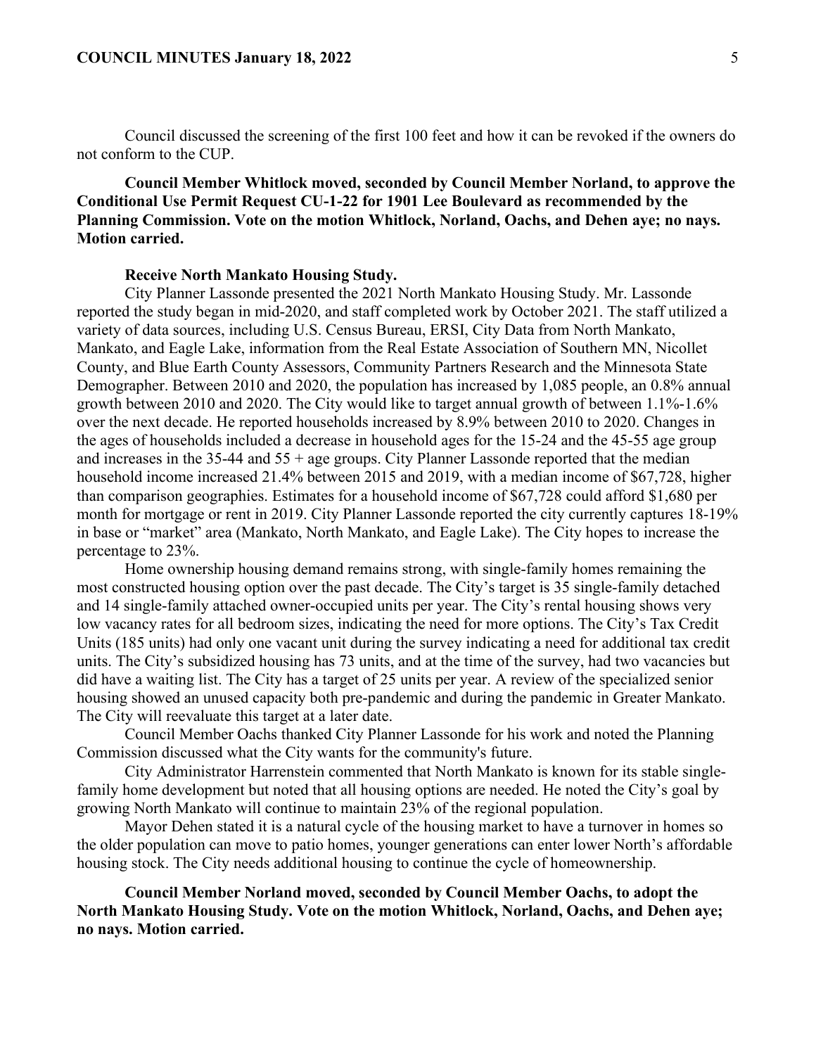Council discussed the screening of the first 100 feet and how it can be revoked if the owners do not conform to the CUP.

**Council Member Whitlock moved, seconded by Council Member Norland, to approve the Conditional Use Permit Request CU-1-22 for 1901 Lee Boulevard as recommended by the Planning Commission. Vote on the motion Whitlock, Norland, Oachs, and Dehen aye; no nays. Motion carried.**

**Receive North Mankato Housing Study.**

City Planner Lassonde presented the 2021 North Mankato Housing Study. Mr. Lassonde reported the study began in mid-2020, and staff completed work by October 2021. The staff utilized a variety of data sources, including U.S. Census Bureau, ERSI, City Data from North Mankato, Mankato, and Eagle Lake, information from the Real Estate Association of Southern MN, Nicollet County, and Blue Earth County Assessors, Community Partners Research and the Minnesota State Demographer. Between 2010 and 2020, the population has increased by 1,085 people, an 0.8% annual growth between 2010 and 2020. The City would like to target annual growth of between 1.1%-1.6% over the next decade. He reported households increased by 8.9% between 2010 to 2020. Changes in the ages of households included a decrease in household ages for the 15-24 and the 45-55 age group and increases in the 35-44 and 55 + age groups. City Planner Lassonde reported that the median household income increased 21.4% between 2015 and 2019, with a median income of $67,728, higher than comparison geographies. Estimates for a household income of $67,728 could afford $1,680 per month for mortgage or rent in 2019. City Planner Lassonde reported the city currently captures 18-19% in base or "market" area (Mankato, North Mankato, and Eagle Lake). The City hopes to increase the percentage to 23%.

Home ownership housing demand remains strong, with single-family homes remaining the most constructed housing option over the past decade. The City's target is 35 single-family detached and 14 single-family attached owner-occupied units per year. The City's rental housing shows very low vacancy rates for all bedroom sizes, indicating the need for more options. The City's Tax Credit Units (185 units) had only one vacant unit during the survey indicating a need for additional tax credit units. The City's subsidized housing has 73 units, and at the time of the survey, had two vacancies but did have a waiting list. The City has a target of 25 units per year. A review of the specialized senior housing showed an unused capacity both pre-pandemic and during the pandemic in Greater Mankato. The City will reevaluate this target at a later date.

Council Member Oachs thanked City Planner Lassonde for his work and noted the Planning Commission discussed what the City wants for the community's future.

City Administrator Harrenstein commented that North Mankato is known for its stable single-family home development but noted that all housing options are needed. He noted the City's goal by growing North Mankato will continue to maintain 23% of the regional population.

Mayor Dehen stated it is a natural cycle of the housing market to have a turnover in homes so the older population can move to patio homes, younger generations can enter lower North's affordable housing stock. The City needs additional housing to continue the cycle of homeownership.

**Council Member Norland moved, seconded by Council Member Oachs, to adopt the North Mankato Housing Study. Vote on the motion Whitlock, Norland, Oachs, and Dehen aye; no nays. Motion carried.**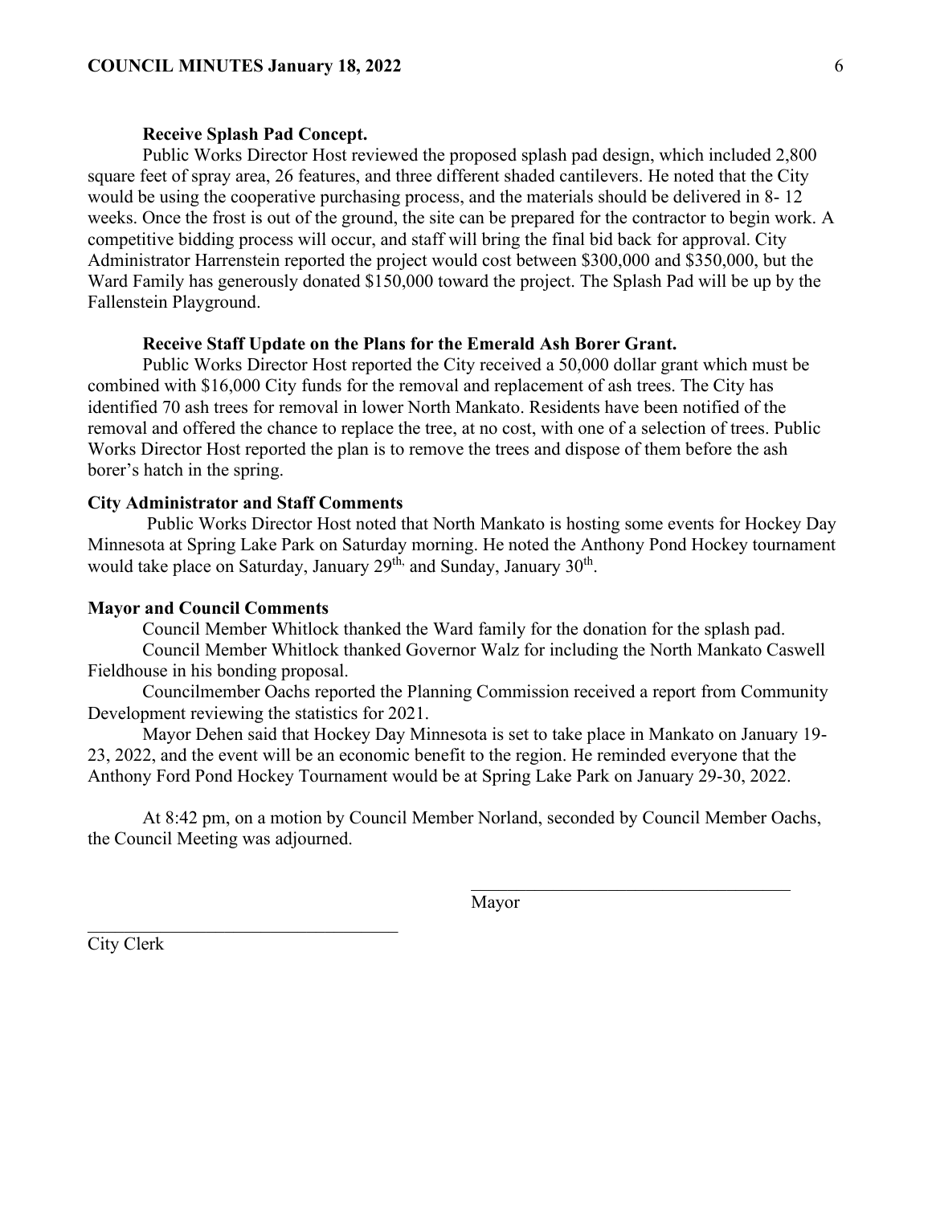**Receive Splash Pad Concept.**

Public Works Director Host reviewed the proposed splash pad design, which included 2,800 square feet of spray area, 26 features, and three different shaded cantilevers. He noted that the City would be using the cooperative purchasing process, and the materials should be delivered in 8- 12 weeks. Once the frost is out of the ground, the site can be prepared for the contractor to begin work. A competitive bidding process will occur, and staff will bring the final bid back for approval. City Administrator Harrenstein reported the project would cost between $300,000 and $350,000, but the Ward Family has generously donated $150,000 toward the project. The Splash Pad will be up by the Fallenstein Playground.

**Receive Staff Update on the Plans for the Emerald Ash Borer Grant.**

Public Works Director Host reported the City received a 50,000 dollar grant which must be combined with $16,000 City funds for the removal and replacement of ash trees. The City has identified 70 ash trees for removal in lower North Mankato. Residents have been notified of the removal and offered the chance to replace the tree, at no cost, with one of a selection of trees. Public Works Director Host reported the plan is to remove the trees and dispose of them before the ash borer's hatch in the spring.

**City Administrator and Staff Comments**

Public Works Director Host noted that North Mankato is hosting some events for Hockey Day Minnesota at Spring Lake Park on Saturday morning. He noted the Anthony Pond Hockey tournament would take place on Saturday, January 29th, and Sunday, January 30th.

**Mayor and Council Comments**

Council Member Whitlock thanked the Ward family for the donation for the splash pad.

Council Member Whitlock thanked Governor Walz for including the North Mankato Caswell Fieldhouse in his bonding proposal.

Councilmember Oachs reported the Planning Commission received a report from Community Development reviewing the statistics for 2021.

Mayor Dehen said that Hockey Day Minnesota is set to take place in Mankato on January 19-23, 2022, and the event will be an economic benefit to the region. He reminded everyone that the Anthony Ford Pond Hockey Tournament would be at Spring Lake Park on January 29-30, 2022.

At 8:42 pm, on a motion by Council Member Norland, seconded by Council Member Oachs, the Council Meeting was adjourned.

\_\_\_\_\_\_\_\_\_\_\_\_\_\_\_\_\_\_\_\_\_\_\_\_\_\_\_\_\_\_\_\_\_\_\_\_

Mayor

\_\_\_\_\_\_\_\_\_\_\_\_\_\_\_\_\_\_\_\_\_\_\_\_\_\_\_\_\_\_\_\_\_\_\_\_

City Clerk